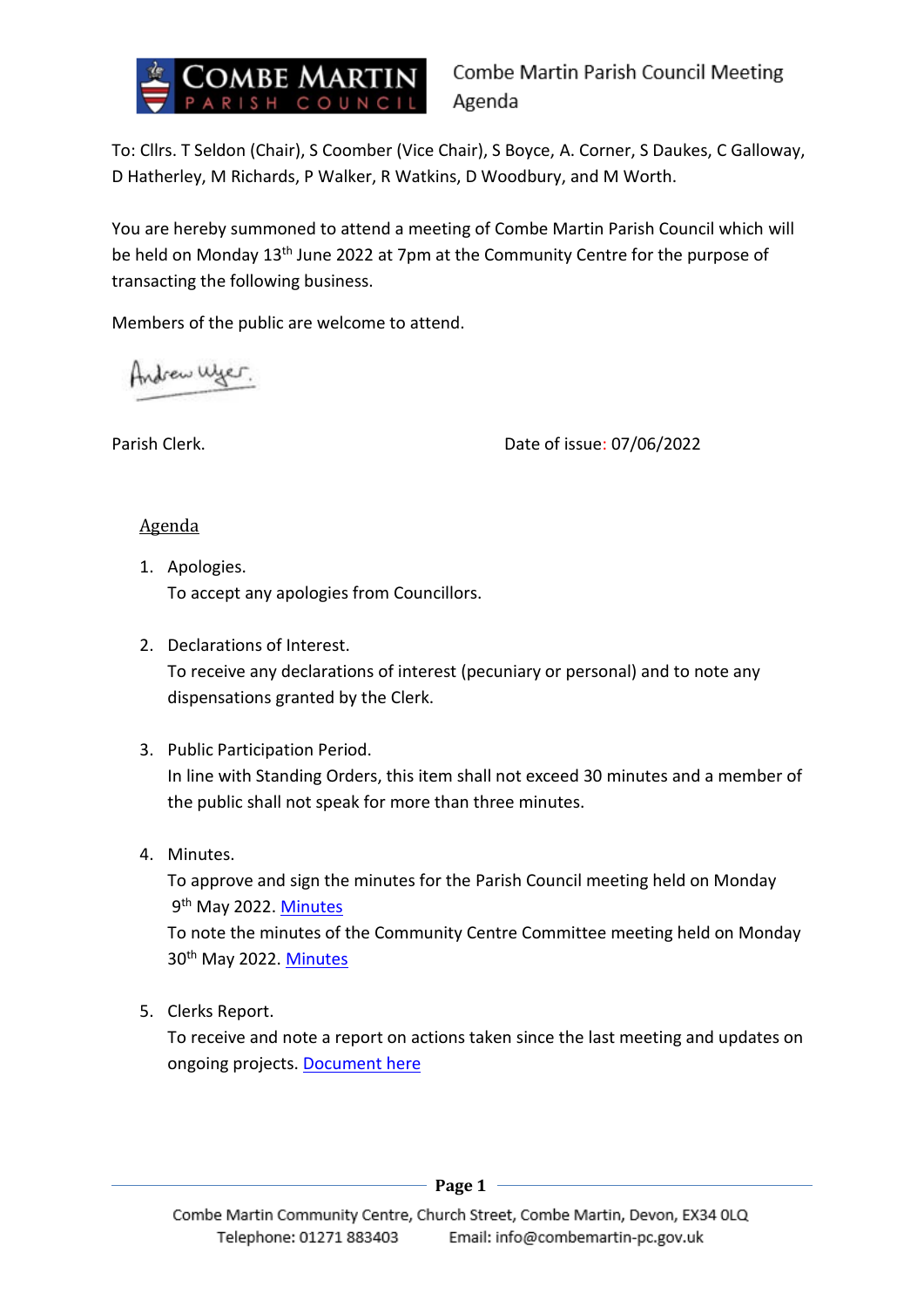# Combe Martin Parish Council Meeting Agenda

To: Cllrs. T Seldon (Chair), S Coomber (Vice Chair), S Boyce, A. Corner, S Daukes, C Galloway, D Hatherley, M Richards, P Walker, R Watkins, D Woodbury, and M Worth.

You are hereby summoned to attend a meeting of Combe Martin Parish Council which will be held on Monday 13th June 2022 at 7pm at the Community Centre for the purpose of transacting the following business.

Members of the public are welcome to attend.

Andrew Wyer.

Parish Clerk. Date of issue: 07/06/2022

## Agenda

1. Apologies.
   To accept any apologies from Councillors.

2. Declarations of Interest.
   To receive any declarations of interest (pecuniary or personal) and to note any dispensations granted by the Clerk.

3. Public Participation Period.
   In line with Standing Orders, this item shall not exceed 30 minutes and a member of the public shall not speak for more than three minutes.

4. Minutes.
   To approve and sign the minutes for the Parish Council meeting held on Monday 9th May 2022. Minutes
   To note the minutes of the Community Centre Committee meeting held on Monday 30th May 2022. Minutes

5. Clerks Report.
   To receive and note a report on actions taken since the last meeting and updates on ongoing projects. Document here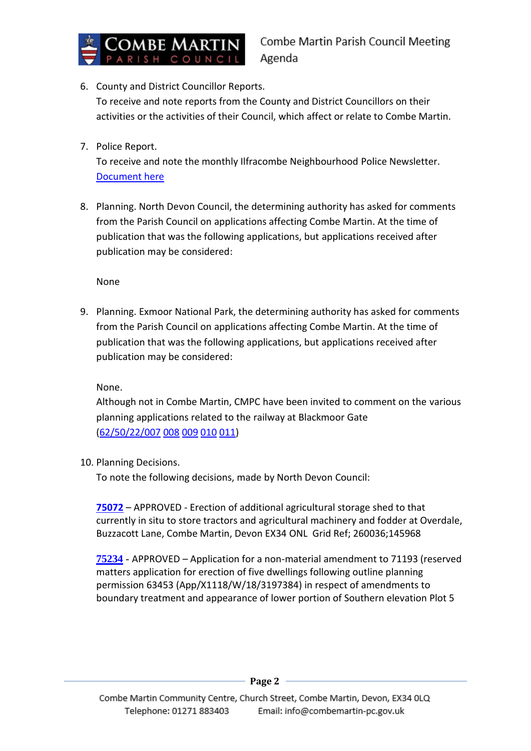6. County and District Councillor Reports.
   To receive and note reports from the County and District Councillors on their activities or the activities of their Council, which affect or relate to Combe Martin.

7. Police Report.
   To receive and note the monthly Ilfracombe Neighbourhood Police Newsletter.
   Document here

8. Planning. North Devon Council, the determining authority has asked for comments from the Parish Council on applications affecting Combe Martin. At the time of publication that was the following applications, but applications received after publication may be considered:

   None

9. Planning. Exmoor National Park, the determining authority has asked for comments from the Parish Council on applications affecting Combe Martin. At the time of publication that was the following applications, but applications received after publication may be considered:

   None.
   Although not in Combe Martin, CMPC have been invited to comment on the various planning applications related to the railway at Blackmoor Gate (62/50/22/007 008 009 010 011)

10. Planning Decisions.
    To note the following decisions, made by North Devon Council:

    **75072** – APPROVED - Erection of additional agricultural storage shed to that currently in situ to store tractors and agricultural machinery and fodder at Overdale, Buzzacott Lane, Combe Martin, Devon EX34 ONL Grid Ref; 260036;145968

    **75234** - APPROVED – Application for a non-material amendment to 71193 (reserved matters application for erection of five dwellings following outline planning permission 63453 (App/X1118/W/18/3197384) in respect of amendments to boundary treatment and appearance of lower portion of Southern elevation Plot 5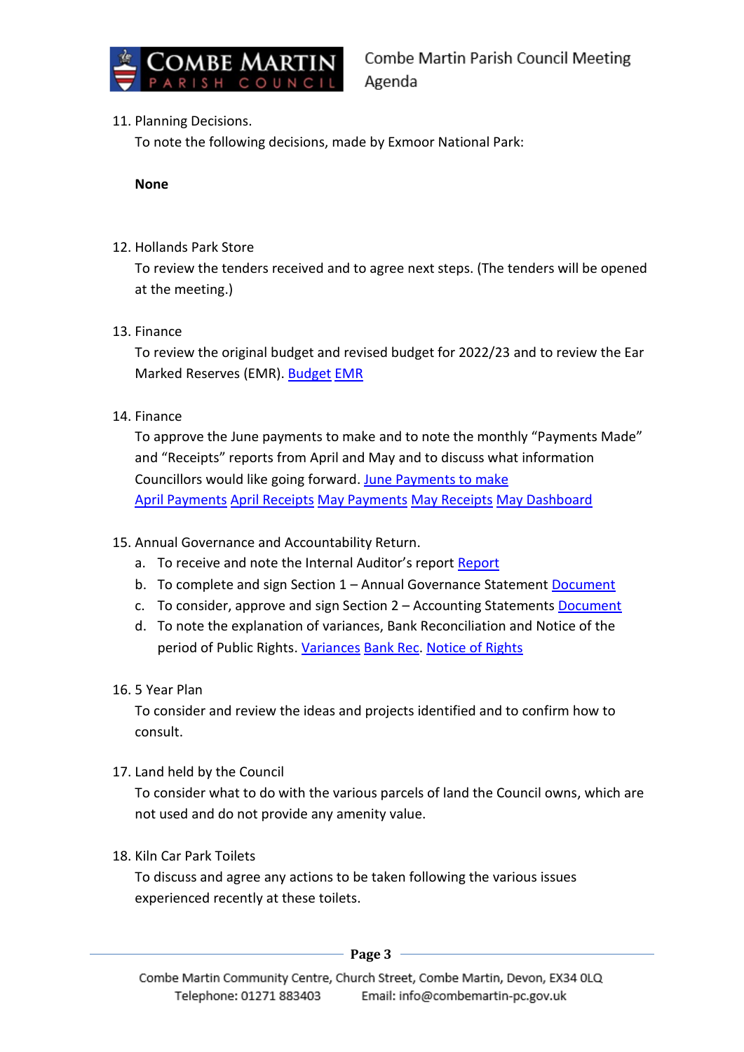11. Planning Decisions.

    To note the following decisions, made by Exmoor National Park:

    **None**

12. Hollands Park Store

    To review the tenders received and to agree next steps. (The tenders will be opened at the meeting.)

13. Finance

    To review the original budget and revised budget for 2022/23 and to review the Ear Marked Reserves (EMR). Budget EMR

14. Finance

    To approve the June payments to make and to note the monthly "Payments Made" and "Receipts" reports from April and May and to discuss what information Councillors would like going forward. June Payments to make
    April Payments April Receipts May Payments May Receipts May Dashboard

15. Annual Governance and Accountability Return.
    a. To receive and note the Internal Auditor's report Report
    b. To complete and sign Section 1 – Annual Governance Statement Document
    c. To consider, approve and sign Section 2 – Accounting Statements Document
    d. To note the explanation of variances, Bank Reconciliation and Notice of the period of Public Rights. Variances Bank Rec. Notice of Rights

16. 5 Year Plan

    To consider and review the ideas and projects identified and to confirm how to consult.

17. Land held by the Council

    To consider what to do with the various parcels of land the Council owns, which are not used and do not provide any amenity value.

18. Kiln Car Park Toilets

    To discuss and agree any actions to be taken following the various issues experienced recently at these toilets.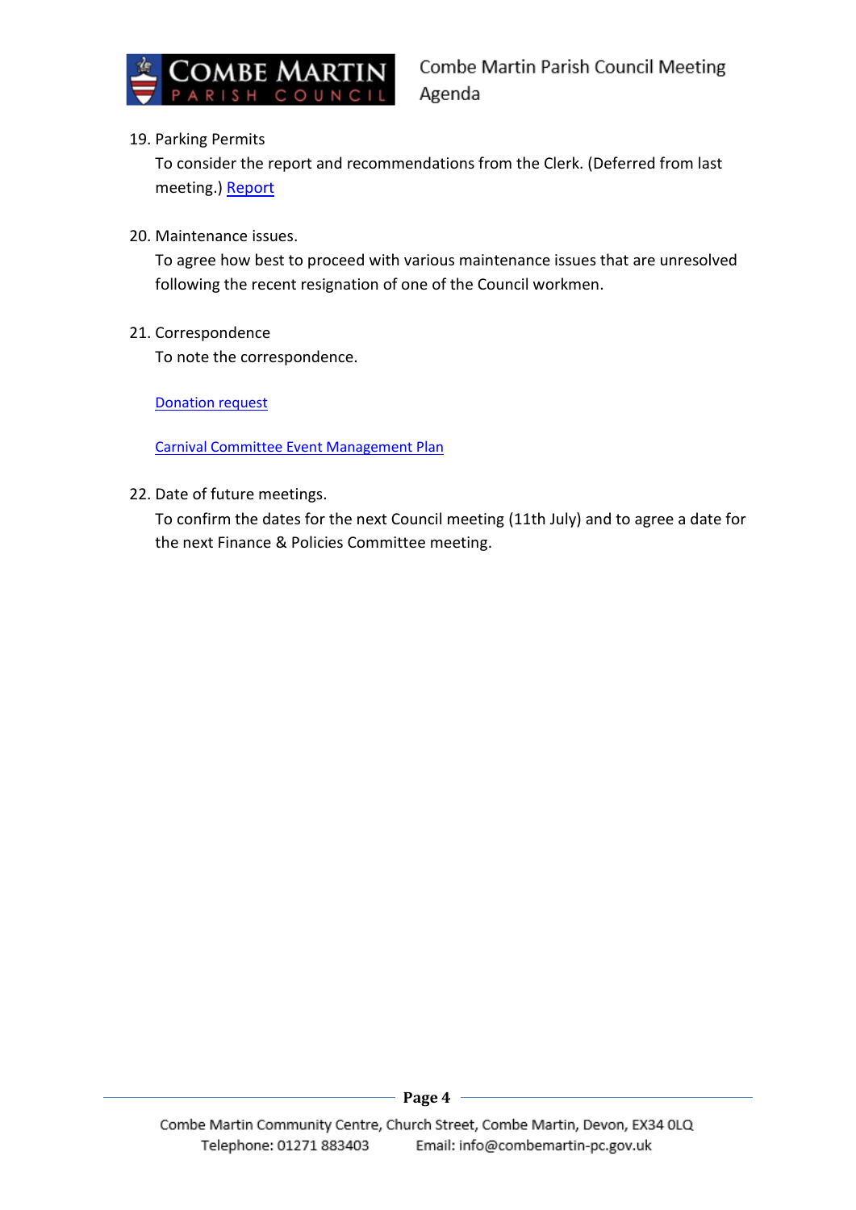19. Parking Permits

    To consider the report and recommendations from the Clerk. (Deferred from last meeting.) Report

20. Maintenance issues.

    To agree how best to proceed with various maintenance issues that are unresolved following the recent resignation of one of the Council workmen.

21. Correspondence

    To note the correspondence.

    Donation request

    Carnival Committee Event Management Plan

22. Date of future meetings.

    To confirm the dates for the next Council meeting (11th July) and to agree a date for the next Finance & Policies Committee meeting.